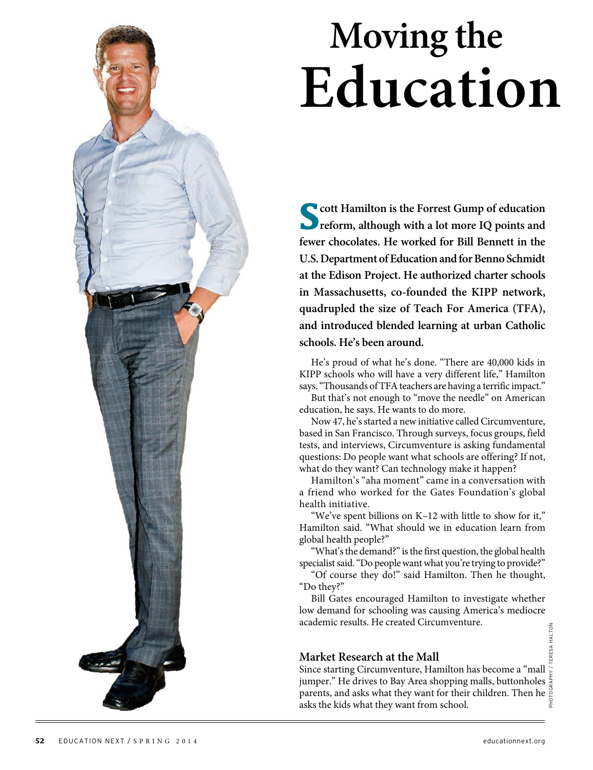# Moving the Education

**Scott Hamilton is the Forrest Gump of education reform, although with a lot more IQ points and fewer chocolates. He worked for Bill Bennett in the U.S. Department of Education and for Benno Schmidt at the Edison Project. He authorized charter schools in Massachusetts, co-founded the KIPP network, quadrupled the size of Teach For America (TFA), and introduced blended learning at urban Catholic schools. He's been around.**

He's proud of what he's done. "There are 40,000 kids in KIPP schools who will have a very different life," Hamilton says. "Thousands of TFA teachers are having a terrific impact."

But that's not enough to "move the needle" on American education, he says. He wants to do more.

Now 47, he's started a new initiative called Circumventure, based in San Francisco. Through surveys, focus groups, field tests, and interviews, Circumventure is asking fundamental questions: Do people want what schools are offering? If not, what do they want? Can technology make it happen?

Hamilton's "aha moment" came in a conversation with a friend who worked for the Gates Foundation's global health initiative.

"We've spent billions on K–12 with little to show for it," Hamilton said. "What should we in education learn from global health people?"

"What's the demand?" is the first question, the global health specialist said. "Do people want what you're trying to provide?"

"Of course they do!" said Hamilton. Then he thought, "Do they?"

Bill Gates encouraged Hamilton to investigate whether low demand for schooling was causing America's mediocre academic results. He created Circumventure.

## Market Research at the Mall

Since starting Circumventure, Hamilton has become a "mall jumper." He drives to Bay Area shopping malls, buttonholes parents, and asks what they want for their children. Then he asks the kids what they want from school.

PHOTOGRAPHY / TERESA HALTON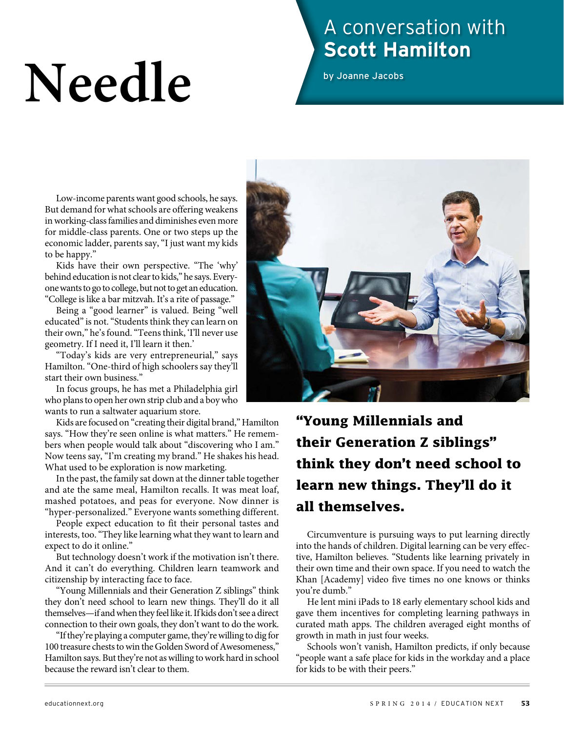# Needle

## A conversation with **Scott Hamilton**

by Joanne Jacobs

Low-income parents want good schools, he says. But demand for what schools are offering weakens in working-class families and diminishes even more for middle-class parents. One or two steps up the economic ladder, parents say, "I just want my kids to be happy."

Kids have their own perspective. "The 'why' behind education is not clear to kids," he says. Everyone wants to go to college, but not to get an education. "College is like a bar mitzvah. It's a rite of passage."

Being a "good learner" is valued. Being "well educated" is not. "Students think they can learn on their own," he's found. "Teens think, 'I'll never use geometry. If I need it, I'll learn it then.'

"Today's kids are very entrepreneurial," says Hamilton. "One-third of high schoolers say they'll start their own business."

In focus groups, he has met a Philadelphia girl who plans to open her own strip club and a boy who wants to run a saltwater aquarium store.

Kids are focused on "creating their digital brand," Hamilton says. "How they're seen online is what matters." He remembers when people would talk about "discovering who I am." Now teens say, "I'm creating my brand." He shakes his head. What used to be exploration is now marketing.

In the past, the family sat down at the dinner table together and ate the same meal, Hamilton recalls. It was meat loaf, mashed potatoes, and peas for everyone. Now dinner is "hyper-personalized." Everyone wants something different.

People expect education to fit their personal tastes and interests, too. "They like learning what they want to learn and expect to do it online."

But technology doesn't work if the motivation isn't there. And it can't do everything. Children learn teamwork and citizenship by interacting face to face.

"Young Millennials and their Generation Z siblings" think they don't need school to learn new things. They'll do it all themselves—if and when they feel like it. If kids don't see a direct connection to their own goals, they don't want to do the work.

"If they're playing a computer game, they're willing to dig for 100 treasure chests to win the Golden Sword of Awesomeness," Hamilton says. But they're not as willing to work hard in school because the reward isn't clear to them.

**"Young Millennials and their Generation Z siblings" think they don't need school to learn new things. They'll do it all themselves.**

Circumventure is pursuing ways to put learning directly into the hands of children. Digital learning can be very effective, Hamilton believes. "Students like learning privately in their own time and their own space. If you need to watch the Khan [Academy] video five times no one knows or thinks you're dumb."

He lent mini iPads to 18 early elementary school kids and gave them incentives for completing learning pathways in curated math apps. The children averaged eight months of growth in math in just four weeks.

Schools won't vanish, Hamilton predicts, if only because "people want a safe place for kids in the workday and a place for kids to be with their peers."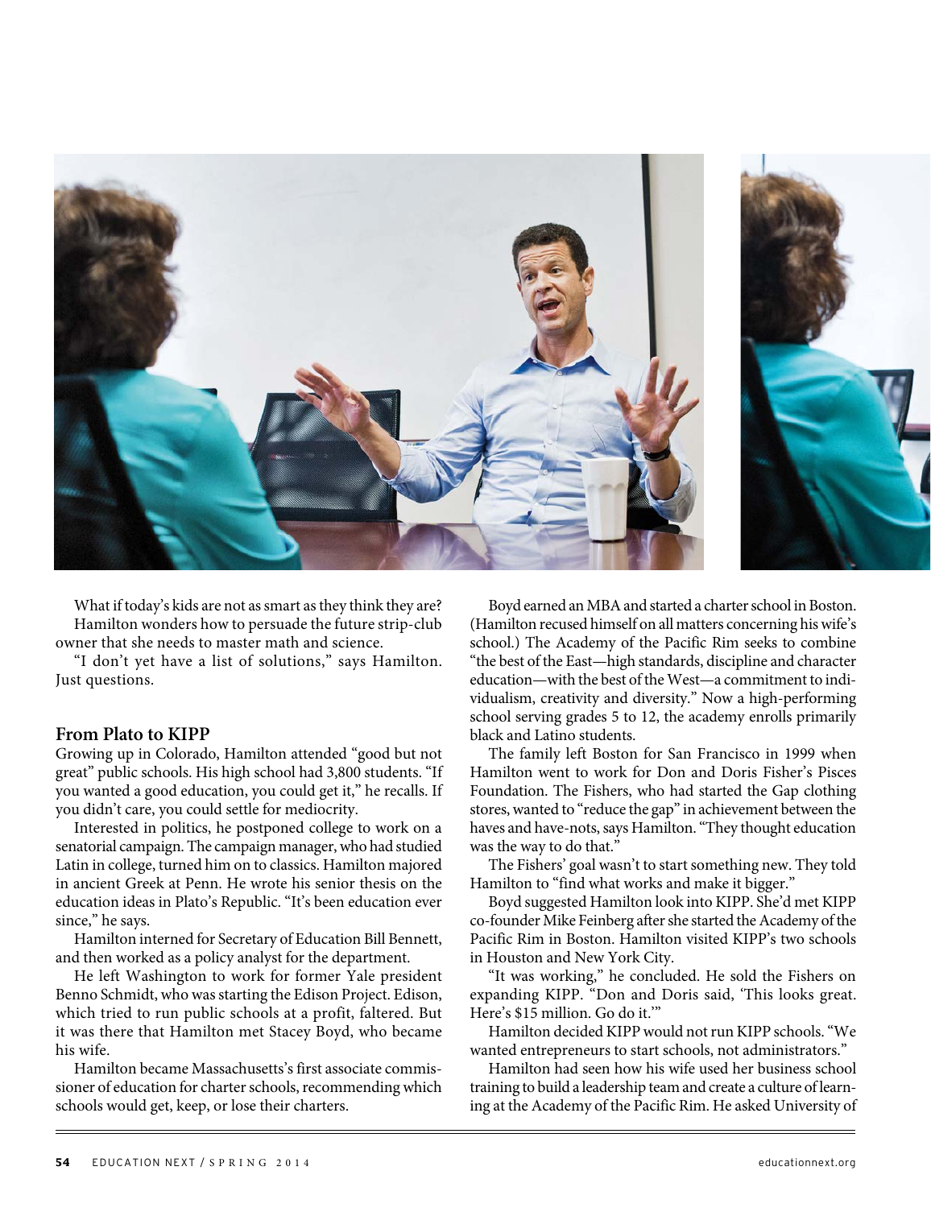What if today's kids are not as smart as they think they are? Hamilton wonders how to persuade the future strip-club owner that she needs to master math and science.

"I don't yet have a list of solutions," says Hamilton. Just questions.

### From Plato to KIPP

Growing up in Colorado, Hamilton attended "good but not great" public schools. His high school had 3,800 students. "If you wanted a good education, you could get it," he recalls. If you didn't care, you could settle for mediocrity.

Interested in politics, he postponed college to work on a senatorial campaign. The campaign manager, who had studied Latin in college, turned him on to classics. Hamilton majored in ancient Greek at Penn. He wrote his senior thesis on the education ideas in Plato's Republic. "It's been education ever since," he says.

Hamilton interned for Secretary of Education Bill Bennett, and then worked as a policy analyst for the department.

He left Washington to work for former Yale president Benno Schmidt, who was starting the Edison Project. Edison, which tried to run public schools at a profit, faltered. But it was there that Hamilton met Stacey Boyd, who became his wife.

Hamilton became Massachusetts's first associate commissioner of education for charter schools, recommending which schools would get, keep, or lose their charters.

Boyd earned an MBA and started a charter school in Boston. (Hamilton recused himself on all matters concerning his wife's school.) The Academy of the Pacific Rim seeks to combine "the best of the East—high standards, discipline and character education—with the best of the West—a commitment to individualism, creativity and diversity." Now a high-performing school serving grades 5 to 12, the academy enrolls primarily black and Latino students.

The family left Boston for San Francisco in 1999 when Hamilton went to work for Don and Doris Fisher's Pisces Foundation. The Fishers, who had started the Gap clothing stores, wanted to "reduce the gap" in achievement between the haves and have-nots, says Hamilton. "They thought education was the way to do that."

The Fishers' goal wasn't to start something new. They told Hamilton to "find what works and make it bigger."

Boyd suggested Hamilton look into KIPP. She'd met KIPP co-founder Mike Feinberg after she started the Academy of the Pacific Rim in Boston. Hamilton visited KIPP's two schools in Houston and New York City.

"It was working," he concluded. He sold the Fishers on expanding KIPP. "Don and Doris said, 'This looks great. Here's $15 million. Go do it.'"

Hamilton decided KIPP would not run KIPP schools. "We wanted entrepreneurs to start schools, not administrators."

Hamilton had seen how his wife used her business school training to build a leadership team and create a culture of learning at the Academy of the Pacific Rim. He asked University of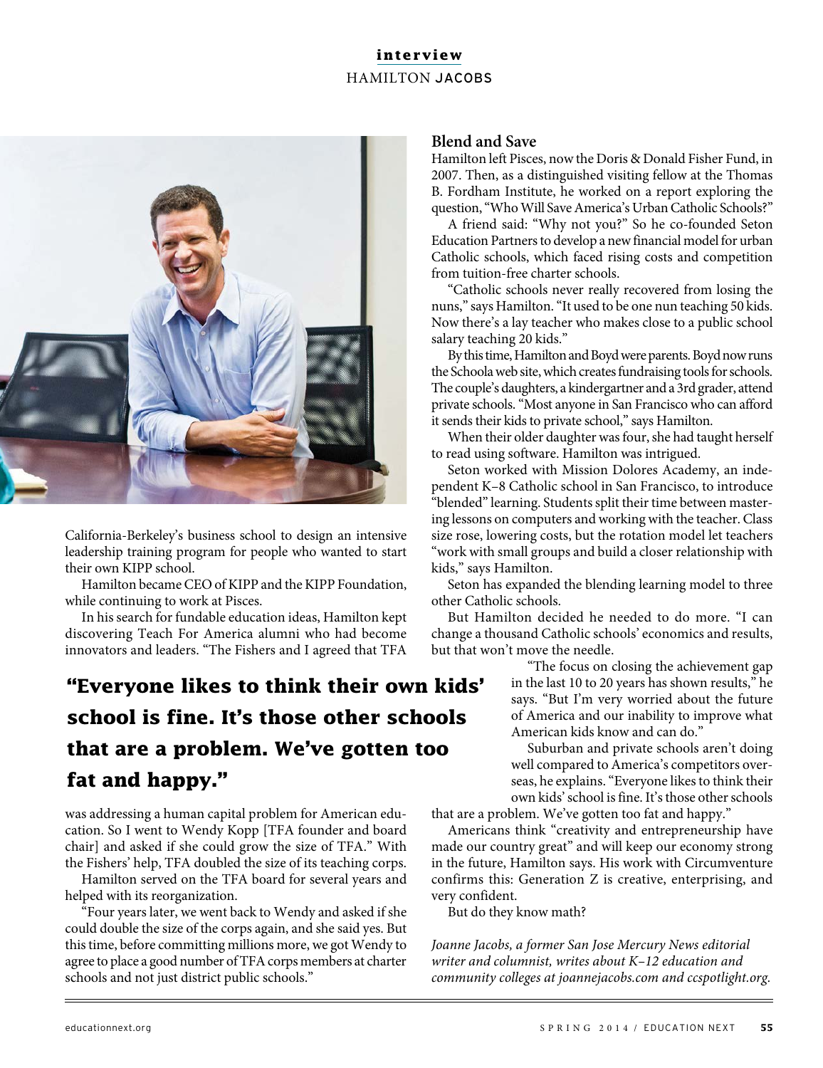California-Berkeley's business school to design an intensive leadership training program for people who wanted to start their own KIPP school.

Hamilton became CEO of KIPP and the KIPP Foundation, while continuing to work at Pisces.

In his search for fundable education ideas, Hamilton kept discovering Teach For America alumni who had become innovators and leaders. "The Fishers and I agreed that TFA was addressing a human capital problem for American education. So I went to Wendy Kopp [TFA founder and board chair] and asked if she could grow the size of TFA." With the Fishers' help, TFA doubled the size of its teaching corps.

Hamilton served on the TFA board for several years and helped with its reorganization.

"Four years later, we went back to Wendy and asked if she could double the size of the corps again, and she said yes. But this time, before committing millions more, we got Wendy to agree to place a good number of TFA corps members at charter schools and not just district public schools."

**"Everyone likes to think their own kids' school is fine. It's those other schools that are a problem. We've gotten too fat and happy."**

### Blend and Save

Hamilton left Pisces, now the Doris & Donald Fisher Fund, in 2007. Then, as a distinguished visiting fellow at the Thomas B. Fordham Institute, he worked on a report exploring the question, "Who Will Save America's Urban Catholic Schools?"

A friend said: "Why not you?" So he co-founded Seton Education Partners to develop a new financial model for urban Catholic schools, which faced rising costs and competition from tuition-free charter schools.

"Catholic schools never really recovered from losing the nuns," says Hamilton. "It used to be one nun teaching 50 kids. Now there's a lay teacher who makes close to a public school salary teaching 20 kids."

By this time, Hamilton and Boyd were parents. Boyd now runs the Schoola web site, which creates fundraising tools for schools. The couple's daughters, a kindergartner and a 3rd grader, attend private schools. "Most anyone in San Francisco who can afford it sends their kids to private school," says Hamilton.

When their older daughter was four, she had taught herself to read using software. Hamilton was intrigued.

Seton worked with Mission Dolores Academy, an independent K–8 Catholic school in San Francisco, to introduce "blended" learning. Students split their time between mastering lessons on computers and working with the teacher. Class size rose, lowering costs, but the rotation model let teachers "work with small groups and build a closer relationship with kids," says Hamilton.

Seton has expanded the blending learning model to three other Catholic schools.

But Hamilton decided he needed to do more. "I can change a thousand Catholic schools' economics and results, but that won't move the needle.

"The focus on closing the achievement gap in the last 10 to 20 years has shown results," he says. "But I'm very worried about the future of America and our inability to improve what American kids know and can do."

Suburban and private schools aren't doing well compared to America's competitors overseas, he explains. "Everyone likes to think their own kids' school is fine. It's those other schools that are a problem. We've gotten too fat and happy."

Americans think "creativity and entrepreneurship have made our country great" and will keep our economy strong in the future, Hamilton says. His work with Circumventure confirms this: Generation Z is creative, enterprising, and very confident.

But do they know math?

*Joanne Jacobs, a former San Jose Mercury News editorial writer and columnist, writes about K–12 education and community colleges at joannejacobs.com and ccspotlight.org.*